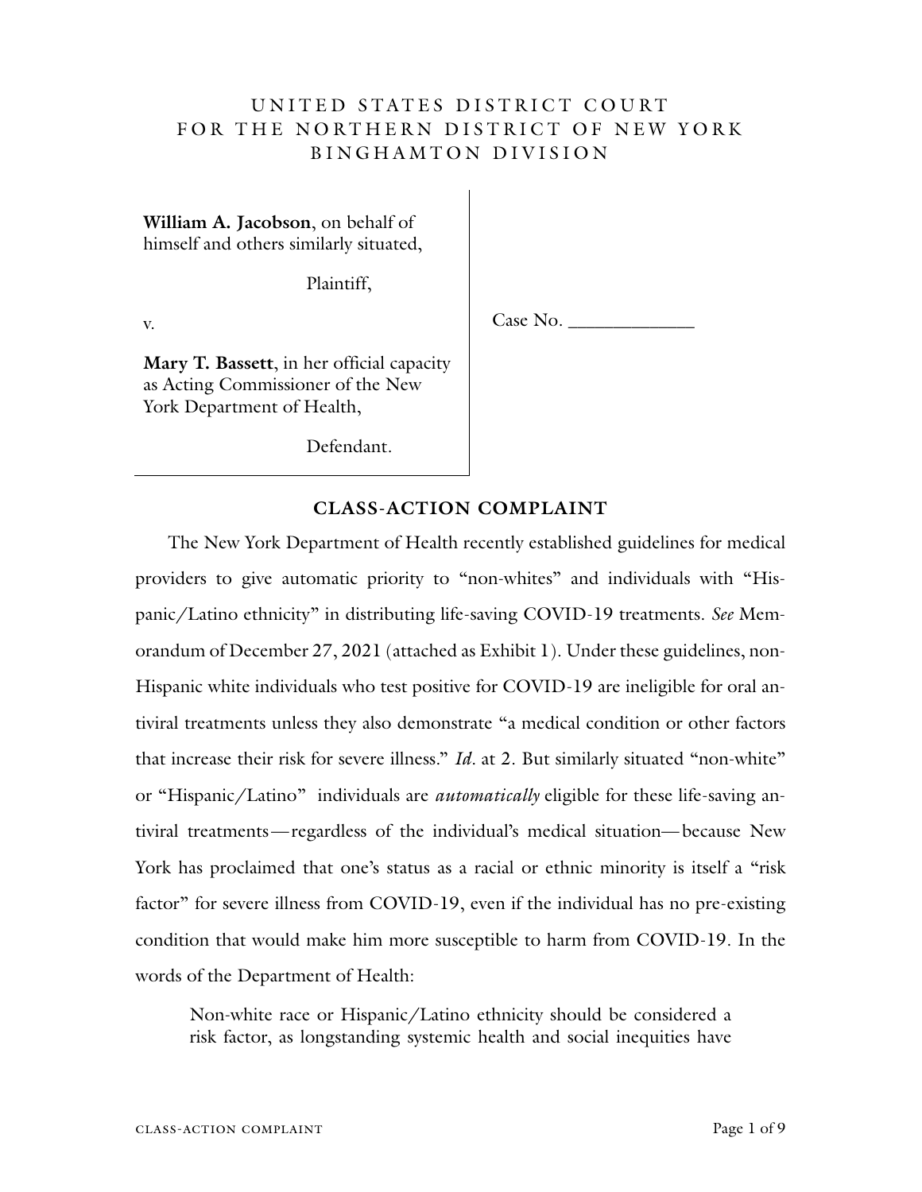UNITED STATES DISTRICT COURT
FOR THE NORTHERN DISTRICT OF NEW YORK
BINGHAMTON DIVISION

**William A. Jacobson**, on behalf of himself and others similarly situated,

Plaintiff,

v.

**Mary T. Bassett**, in her official capacity as Acting Commissioner of the New York Department of Health,

Defendant.

Case No. _____________

## CLASS-ACTION COMPLAINT

The New York Department of Health recently established guidelines for medical providers to give automatic priority to "non-whites" and individuals with "Hispanic/Latino ethnicity" in distributing life-saving COVID-19 treatments. *See* Memorandum of December 27, 2021 (attached as Exhibit 1). Under these guidelines, non-Hispanic white individuals who test positive for COVID-19 are ineligible for oral antiviral treatments unless they also demonstrate "a medical condition or other factors that increase their risk for severe illness." *Id.* at 2. But similarly situated "non-white" or "Hispanic/Latino" individuals are *automatically* eligible for these life-saving antiviral treatments—regardless of the individual's medical situation—because New York has proclaimed that one's status as a racial or ethnic minority is itself a "risk factor" for severe illness from COVID-19, even if the individual has no pre-existing condition that would make him more susceptible to harm from COVID-19. In the words of the Department of Health:

> Non-white race or Hispanic/Latino ethnicity should be considered a risk factor, as longstanding systemic health and social inequities have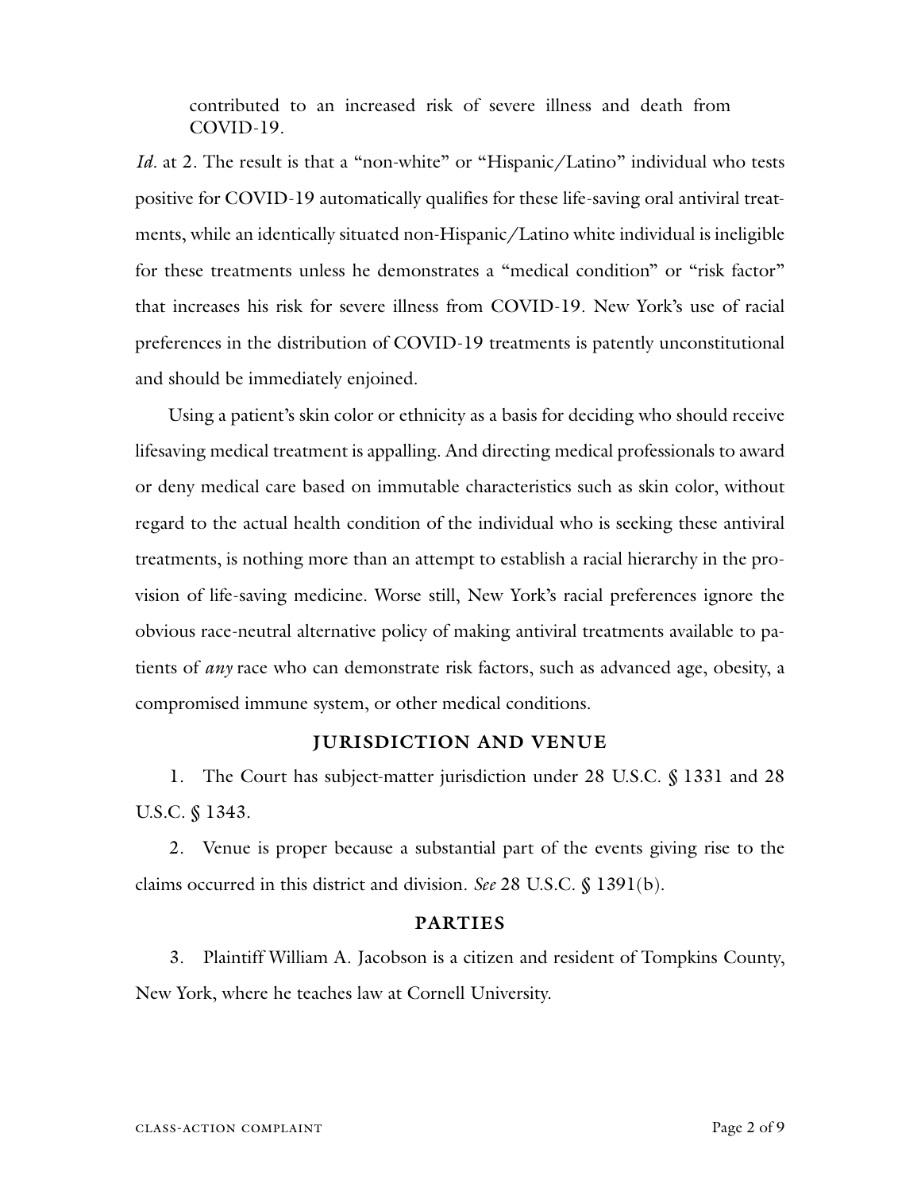> contributed to an increased risk of severe illness and death from COVID-19.

*Id.* at 2. The result is that a "non-white" or "Hispanic/Latino" individual who tests positive for COVID-19 automatically qualifies for these life-saving oral antiviral treatments, while an identically situated non-Hispanic/Latino white individual is ineligible for these treatments unless he demonstrates a "medical condition" or "risk factor" that increases his risk for severe illness from COVID-19. New York's use of racial preferences in the distribution of COVID-19 treatments is patently unconstitutional and should be immediately enjoined.

Using a patient's skin color or ethnicity as a basis for deciding who should receive lifesaving medical treatment is appalling. And directing medical professionals to award or deny medical care based on immutable characteristics such as skin color, without regard to the actual health condition of the individual who is seeking these antiviral treatments, is nothing more than an attempt to establish a racial hierarchy in the provision of life-saving medicine. Worse still, New York's racial preferences ignore the obvious race-neutral alternative policy of making antiviral treatments available to patients of *any* race who can demonstrate risk factors, such as advanced age, obesity, a compromised immune system, or other medical conditions.

## JURISDICTION AND VENUE

1. The Court has subject-matter jurisdiction under 28 U.S.C. § 1331 and 28 U.S.C. § 1343.

2. Venue is proper because a substantial part of the events giving rise to the claims occurred in this district and division. *See* 28 U.S.C. § 1391(b).

## PARTIES

3. Plaintiff William A. Jacobson is a citizen and resident of Tompkins County, New York, where he teaches law at Cornell University.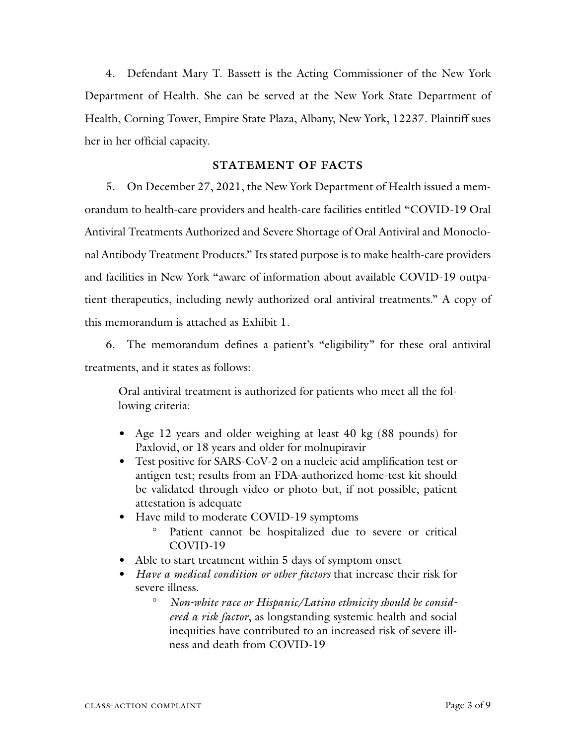4. Defendant Mary T. Bassett is the Acting Commissioner of the New York Department of Health. She can be served at the New York State Department of Health, Corning Tower, Empire State Plaza, Albany, New York, 12237. Plaintiff sues her in her official capacity.

## STATEMENT OF FACTS

5. On December 27, 2021, the New York Department of Health issued a memorandum to health-care providers and health-care facilities entitled "COVID-19 Oral Antiviral Treatments Authorized and Severe Shortage of Oral Antiviral and Monoclonal Antibody Treatment Products." Its stated purpose is to make health-care providers and facilities in New York "aware of information about available COVID-19 outpatient therapeutics, including newly authorized oral antiviral treatments." A copy of this memorandum is attached as Exhibit 1.

6. The memorandum defines a patient's "eligibility" for these oral antiviral treatments, and it states as follows:

> Oral antiviral treatment is authorized for patients who meet all the following criteria:
>
> - Age 12 years and older weighing at least 40 kg (88 pounds) for Paxlovid, or 18 years and older for molnupiravir
> - Test positive for SARS-CoV-2 on a nucleic acid amplification test or antigen test; results from an FDA-authorized home-test kit should be validated through video or photo but, if not possible, patient attestation is adequate
> - Have mild to moderate COVID-19 symptoms
>     - Patient cannot be hospitalized due to severe or critical COVID-19
> - Able to start treatment within 5 days of symptom onset
> - *Have a medical condition or other factors* that increase their risk for severe illness.
>     - *Non-white race or Hispanic/Latino ethnicity should be considered a risk factor*, as longstanding systemic health and social inequities have contributed to an increased risk of severe illness and death from COVID-19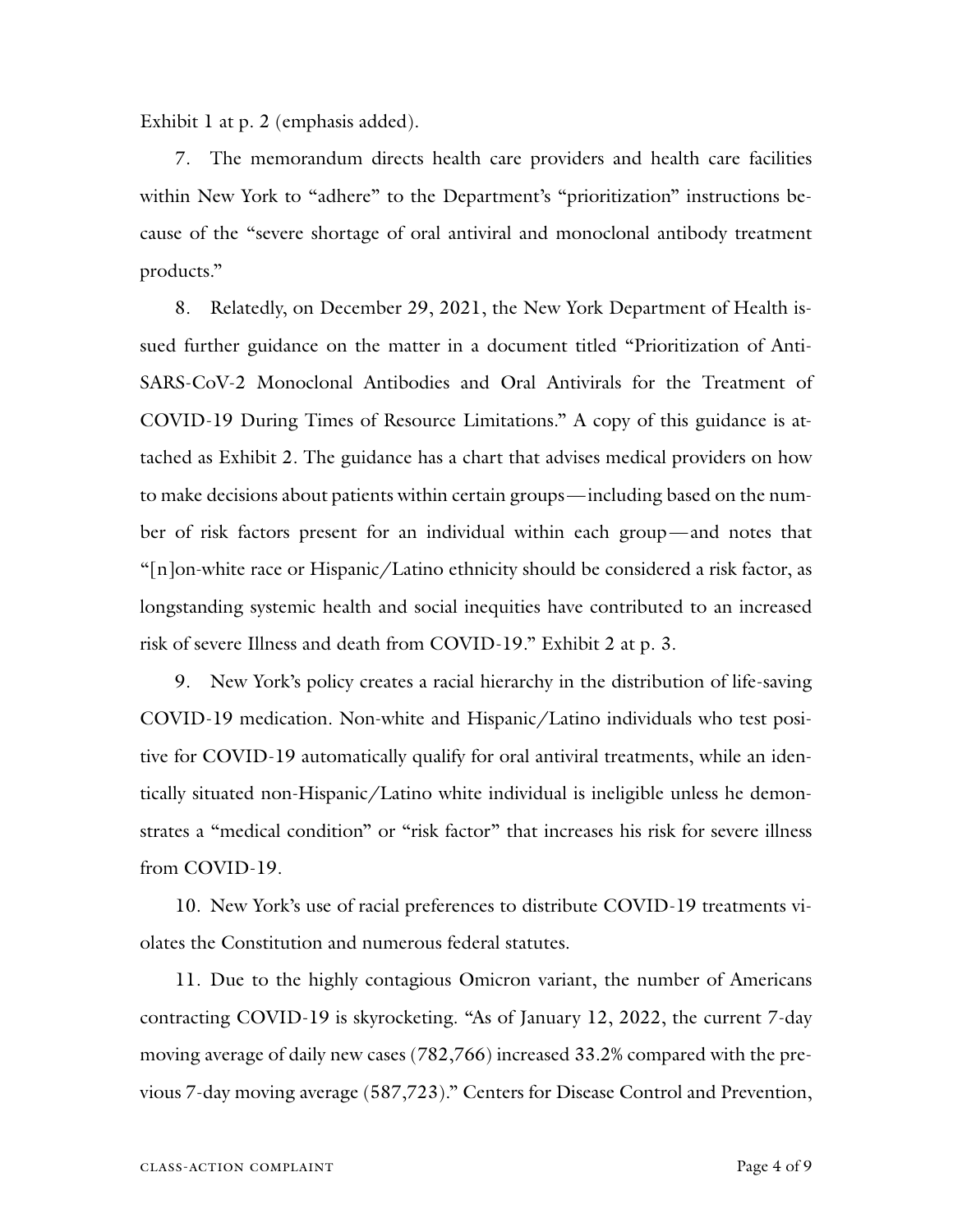Exhibit 1 at p. 2 (emphasis added).

7. The memorandum directs health care providers and health care facilities within New York to "adhere" to the Department's "prioritization" instructions because of the "severe shortage of oral antiviral and monoclonal antibody treatment products."

8. Relatedly, on December 29, 2021, the New York Department of Health issued further guidance on the matter in a document titled "Prioritization of Anti-SARS-CoV-2 Monoclonal Antibodies and Oral Antivirals for the Treatment of COVID-19 During Times of Resource Limitations." A copy of this guidance is attached as Exhibit 2. The guidance has a chart that advises medical providers on how to make decisions about patients within certain groups—including based on the number of risk factors present for an individual within each group—and notes that "[n]on-white race or Hispanic/Latino ethnicity should be considered a risk factor, as longstanding systemic health and social inequities have contributed to an increased risk of severe Illness and death from COVID-19." Exhibit 2 at p. 3.

9. New York's policy creates a racial hierarchy in the distribution of life-saving COVID-19 medication. Non-white and Hispanic/Latino individuals who test positive for COVID-19 automatically qualify for oral antiviral treatments, while an identically situated non-Hispanic/Latino white individual is ineligible unless he demonstrates a "medical condition" or "risk factor" that increases his risk for severe illness from COVID-19.

10. New York's use of racial preferences to distribute COVID-19 treatments violates the Constitution and numerous federal statutes.

11. Due to the highly contagious Omicron variant, the number of Americans contracting COVID-19 is skyrocketing. "As of January 12, 2022, the current 7-day moving average of daily new cases (782,766) increased 33.2% compared with the previous 7-day moving average (587,723)." Centers for Disease Control and Prevention,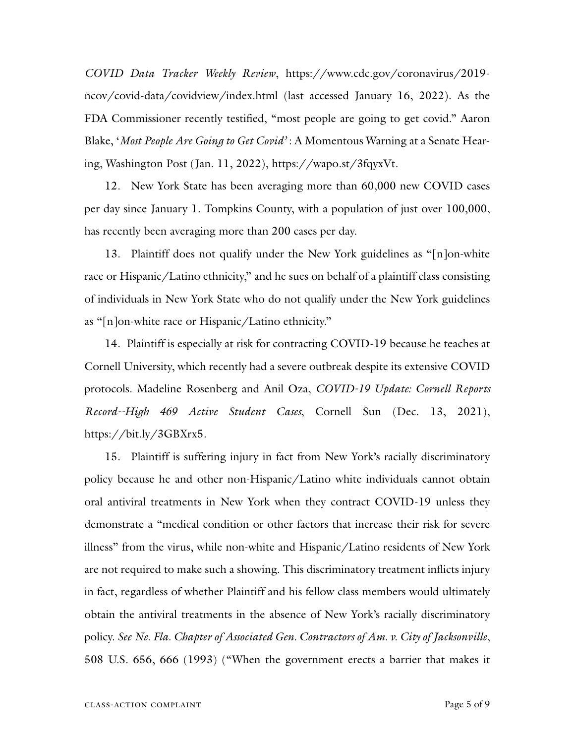*COVID Data Tracker Weekly Review*, https://www.cdc.gov/coronavirus/2019-ncov/covid-data/covidview/index.html (last accessed January 16, 2022). As the FDA Commissioner recently testified, "most people are going to get covid." Aaron Blake, '*Most People Are Going to Get Covid*': A Momentous Warning at a Senate Hearing, Washington Post (Jan. 11, 2022), https://wapo.st/3fqyxVt.

12. New York State has been averaging more than 60,000 new COVID cases per day since January 1. Tompkins County, with a population of just over 100,000, has recently been averaging more than 200 cases per day.

13. Plaintiff does not qualify under the New York guidelines as "[n]on-white race or Hispanic/Latino ethnicity," and he sues on behalf of a plaintiff class consisting of individuals in New York State who do not qualify under the New York guidelines as "[n]on-white race or Hispanic/Latino ethnicity."

14. Plaintiff is especially at risk for contracting COVID-19 because he teaches at Cornell University, which recently had a severe outbreak despite its extensive COVID protocols. Madeline Rosenberg and Anil Oza, *COVID-19 Update: Cornell Reports Record--High 469 Active Student Cases*, Cornell Sun (Dec. 13, 2021), https://bit.ly/3GBXrx5.

15. Plaintiff is suffering injury in fact from New York's racially discriminatory policy because he and other non-Hispanic/Latino white individuals cannot obtain oral antiviral treatments in New York when they contract COVID-19 unless they demonstrate a "medical condition or other factors that increase their risk for severe illness" from the virus, while non-white and Hispanic/Latino residents of New York are not required to make such a showing. This discriminatory treatment inflicts injury in fact, regardless of whether Plaintiff and his fellow class members would ultimately obtain the antiviral treatments in the absence of New York's racially discriminatory policy. *See Ne. Fla. Chapter of Associated Gen. Contractors of Am. v. City of Jacksonville*, 508 U.S. 656, 666 (1993) ("When the government erects a barrier that makes it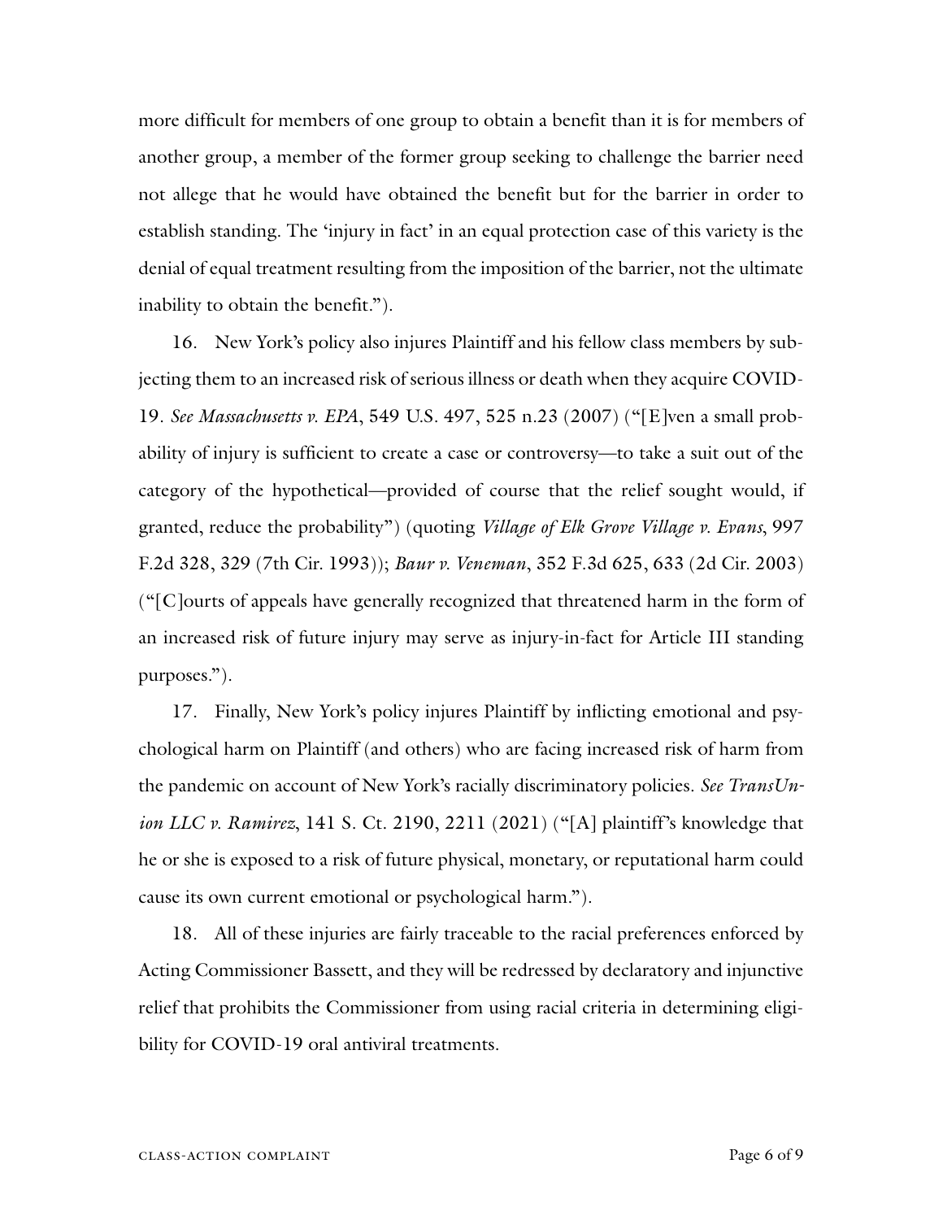more difficult for members of one group to obtain a benefit than it is for members of another group, a member of the former group seeking to challenge the barrier need not allege that he would have obtained the benefit but for the barrier in order to establish standing. The 'injury in fact' in an equal protection case of this variety is the denial of equal treatment resulting from the imposition of the barrier, not the ultimate inability to obtain the benefit.").

16. New York's policy also injures Plaintiff and his fellow class members by subjecting them to an increased risk of serious illness or death when they acquire COVID-19. *See Massachusetts v. EPA*, 549 U.S. 497, 525 n.23 (2007) ("[E]ven a small probability of injury is sufficient to create a case or controversy—to take a suit out of the category of the hypothetical—provided of course that the relief sought would, if granted, reduce the probability") (quoting *Village of Elk Grove Village v. Evans*, 997 F.2d 328, 329 (7th Cir. 1993)); *Baur v. Veneman*, 352 F.3d 625, 633 (2d Cir. 2003) ("[C]ourts of appeals have generally recognized that threatened harm in the form of an increased risk of future injury may serve as injury-in-fact for Article III standing purposes.").

17. Finally, New York's policy injures Plaintiff by inflicting emotional and psychological harm on Plaintiff (and others) who are facing increased risk of harm from the pandemic on account of New York's racially discriminatory policies. *See TransUnion LLC v. Ramirez*, 141 S. Ct. 2190, 2211 (2021) ("[A] plaintiff's knowledge that he or she is exposed to a risk of future physical, monetary, or reputational harm could cause its own current emotional or psychological harm.").

18. All of these injuries are fairly traceable to the racial preferences enforced by Acting Commissioner Bassett, and they will be redressed by declaratory and injunctive relief that prohibits the Commissioner from using racial criteria in determining eligibility for COVID-19 oral antiviral treatments.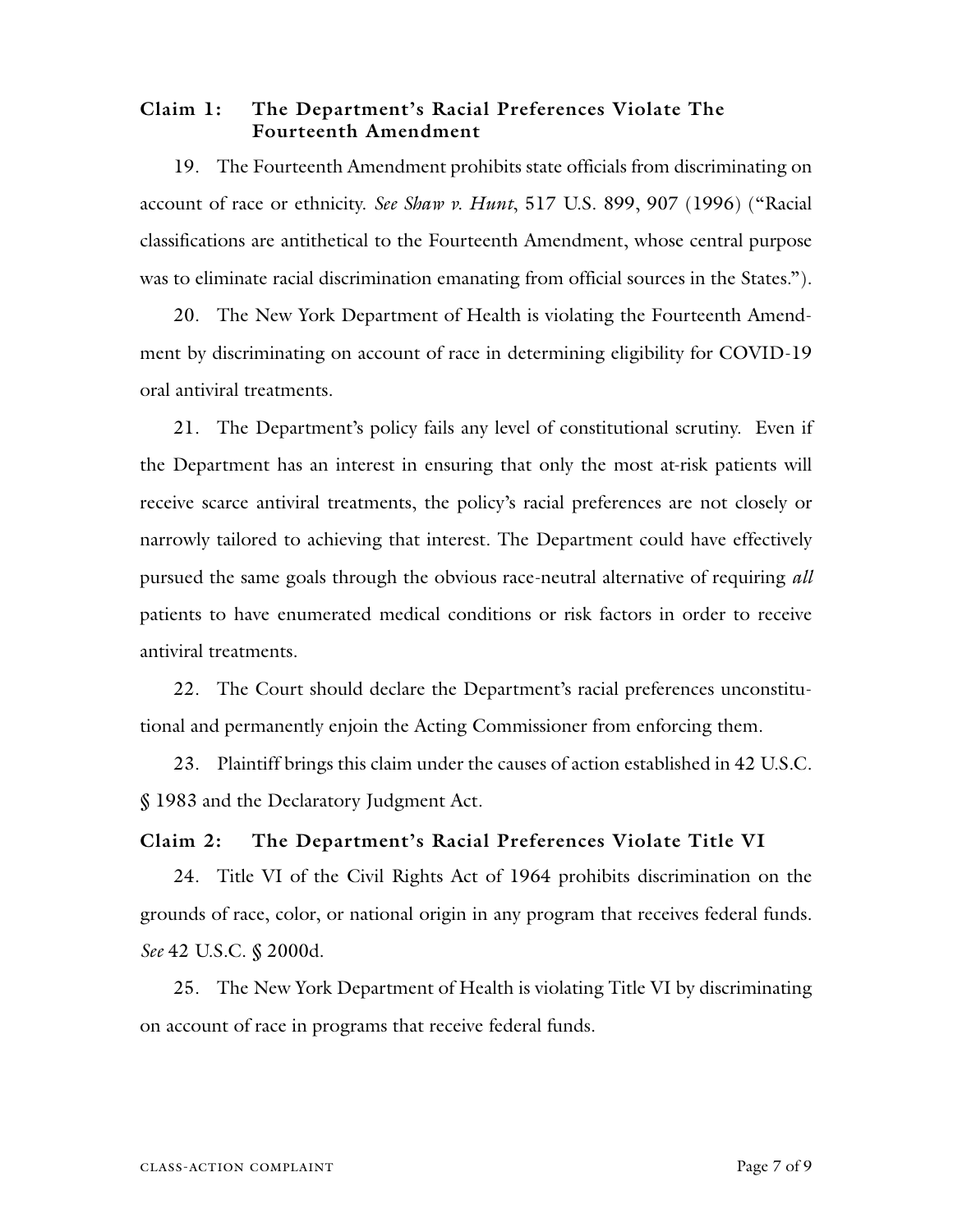### Claim 1: The Department's Racial Preferences Violate The Fourteenth Amendment

19. The Fourteenth Amendment prohibits state officials from discriminating on account of race or ethnicity. *See Shaw v. Hunt*, 517 U.S. 899, 907 (1996) ("Racial classifications are antithetical to the Fourteenth Amendment, whose central purpose was to eliminate racial discrimination emanating from official sources in the States.").

20. The New York Department of Health is violating the Fourteenth Amendment by discriminating on account of race in determining eligibility for COVID-19 oral antiviral treatments.

21. The Department's policy fails any level of constitutional scrutiny. Even if the Department has an interest in ensuring that only the most at-risk patients will receive scarce antiviral treatments, the policy's racial preferences are not closely or narrowly tailored to achieving that interest. The Department could have effectively pursued the same goals through the obvious race-neutral alternative of requiring *all* patients to have enumerated medical conditions or risk factors in order to receive antiviral treatments.

22. The Court should declare the Department's racial preferences unconstitutional and permanently enjoin the Acting Commissioner from enforcing them.

23. Plaintiff brings this claim under the causes of action established in 42 U.S.C. § 1983 and the Declaratory Judgment Act.

### Claim 2: The Department's Racial Preferences Violate Title VI

24. Title VI of the Civil Rights Act of 1964 prohibits discrimination on the grounds of race, color, or national origin in any program that receives federal funds. *See* 42 U.S.C. § 2000d.

25. The New York Department of Health is violating Title VI by discriminating on account of race in programs that receive federal funds.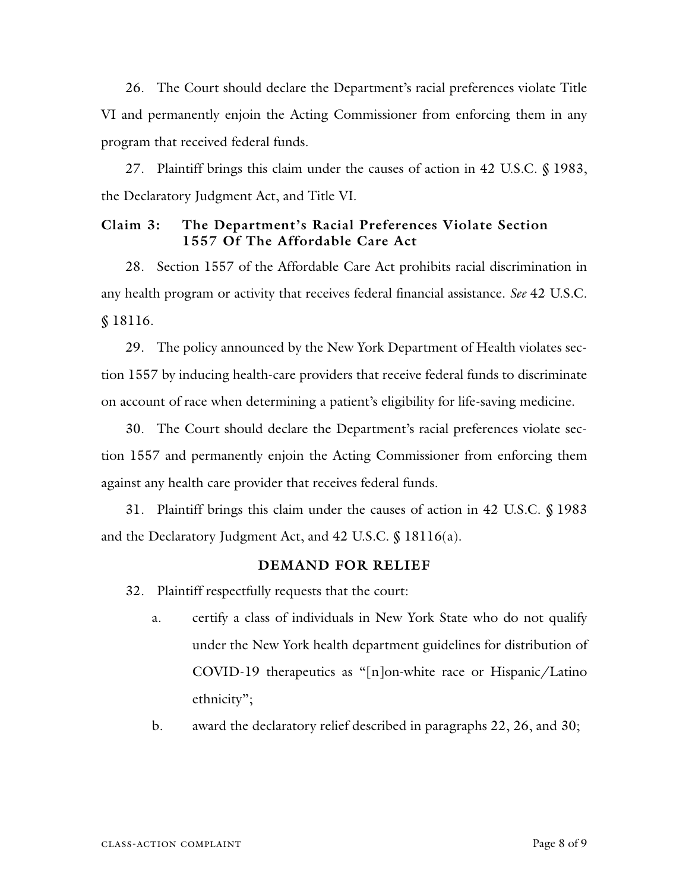26. The Court should declare the Department's racial preferences violate Title VI and permanently enjoin the Acting Commissioner from enforcing them in any program that received federal funds.

27. Plaintiff brings this claim under the causes of action in 42 U.S.C. § 1983, the Declaratory Judgment Act, and Title VI.

### Claim 3: The Department's Racial Preferences Violate Section 1557 Of The Affordable Care Act

28. Section 1557 of the Affordable Care Act prohibits racial discrimination in any health program or activity that receives federal financial assistance. *See* 42 U.S.C. § 18116.

29. The policy announced by the New York Department of Health violates section 1557 by inducing health-care providers that receive federal funds to discriminate on account of race when determining a patient's eligibility for life-saving medicine.

30. The Court should declare the Department's racial preferences violate section 1557 and permanently enjoin the Acting Commissioner from enforcing them against any health care provider that receives federal funds.

31. Plaintiff brings this claim under the causes of action in 42 U.S.C. § 1983 and the Declaratory Judgment Act, and 42 U.S.C. § 18116(a).

## DEMAND FOR RELIEF

32. Plaintiff respectfully requests that the court:

   a. certify a class of individuals in New York State who do not qualify under the New York health department guidelines for distribution of COVID-19 therapeutics as "[n]on-white race or Hispanic/Latino ethnicity";

   b. award the declaratory relief described in paragraphs 22, 26, and 30;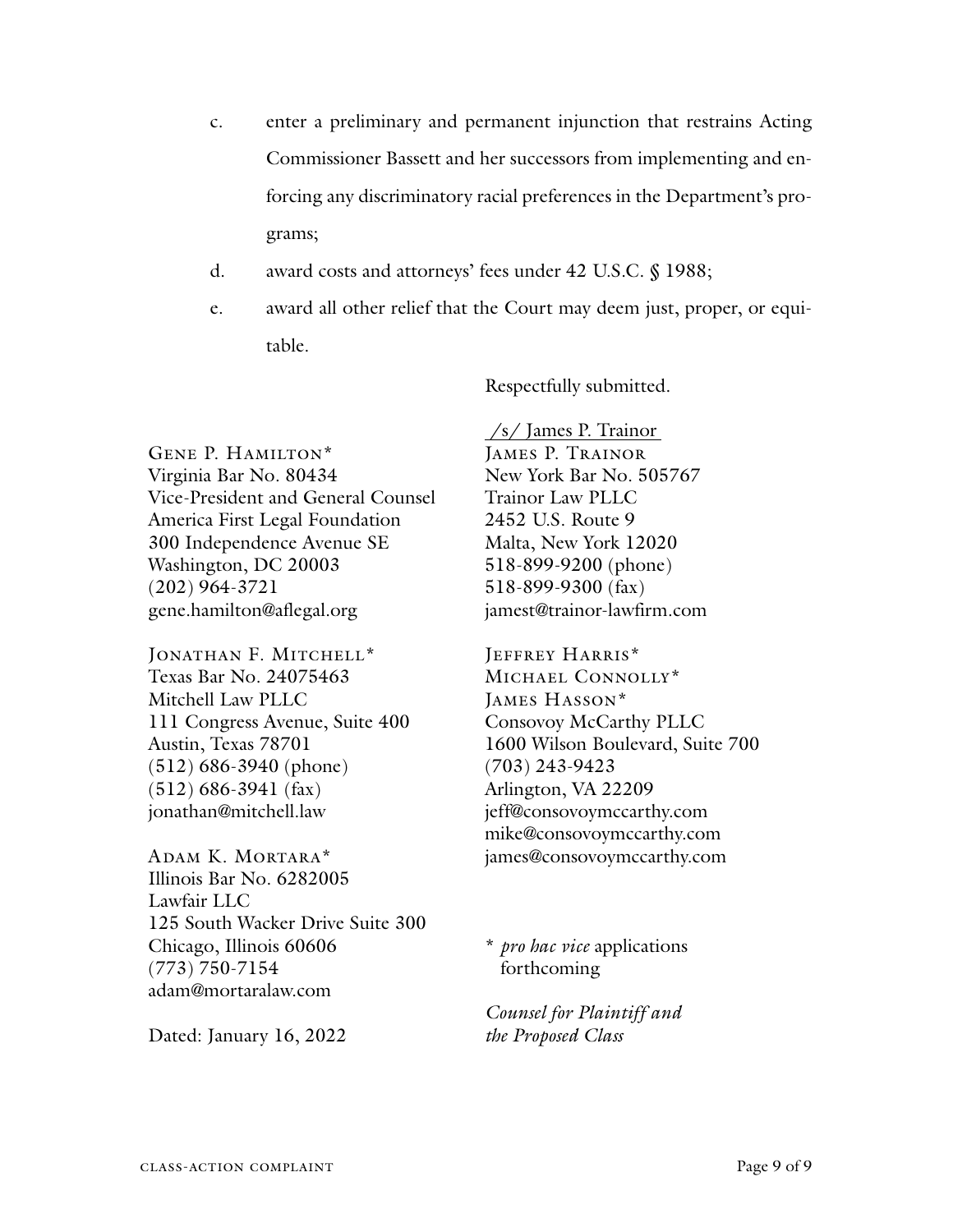c. enter a preliminary and permanent injunction that restrains Acting Commissioner Bassett and her successors from implementing and enforcing any discriminatory racial preferences in the Department's programs;

d. award costs and attorneys' fees under 42 U.S.C. § 1988;

e. award all other relief that the Court may deem just, proper, or equitable.

Respectfully submitted.

/s/ James P. Trainor
JAMES P. TRAINOR
New York Bar No. 505767
Trainor Law PLLC
2452 U.S. Route 9
Malta, New York 12020
518-899-9200 (phone)
518-899-9300 (fax)
jamest@trainor-lawfirm.com

JEFFREY HARRIS*
MICHAEL CONNOLLY*
JAMES HASSON*
Consovoy McCarthy PLLC
1600 Wilson Boulevard, Suite 700
(703) 243-9423
Arlington, VA 22209
jeff@consovoymccarthy.com
mike@consovoymccarthy.com
james@consovoymccarthy.com

GENE P. HAMILTON*
Virginia Bar No. 80434
Vice-President and General Counsel
America First Legal Foundation
300 Independence Avenue SE
Washington, DC 20003
(202) 964-3721
gene.hamilton@aflegal.org

JONATHAN F. MITCHELL*
Texas Bar No. 24075463
Mitchell Law PLLC
111 Congress Avenue, Suite 400
Austin, Texas 78701
(512) 686-3940 (phone)
(512) 686-3941 (fax)
jonathan@mitchell.law

ADAM K. MORTARA*
Illinois Bar No. 6282005
Lawfair LLC
125 South Wacker Drive Suite 300
Chicago, Illinois 60606
(773) 750-7154
adam@mortaralaw.com

\* *pro hac vice* applications forthcoming

Dated: January 16, 2022

*Counsel for Plaintiff and the Proposed Class*